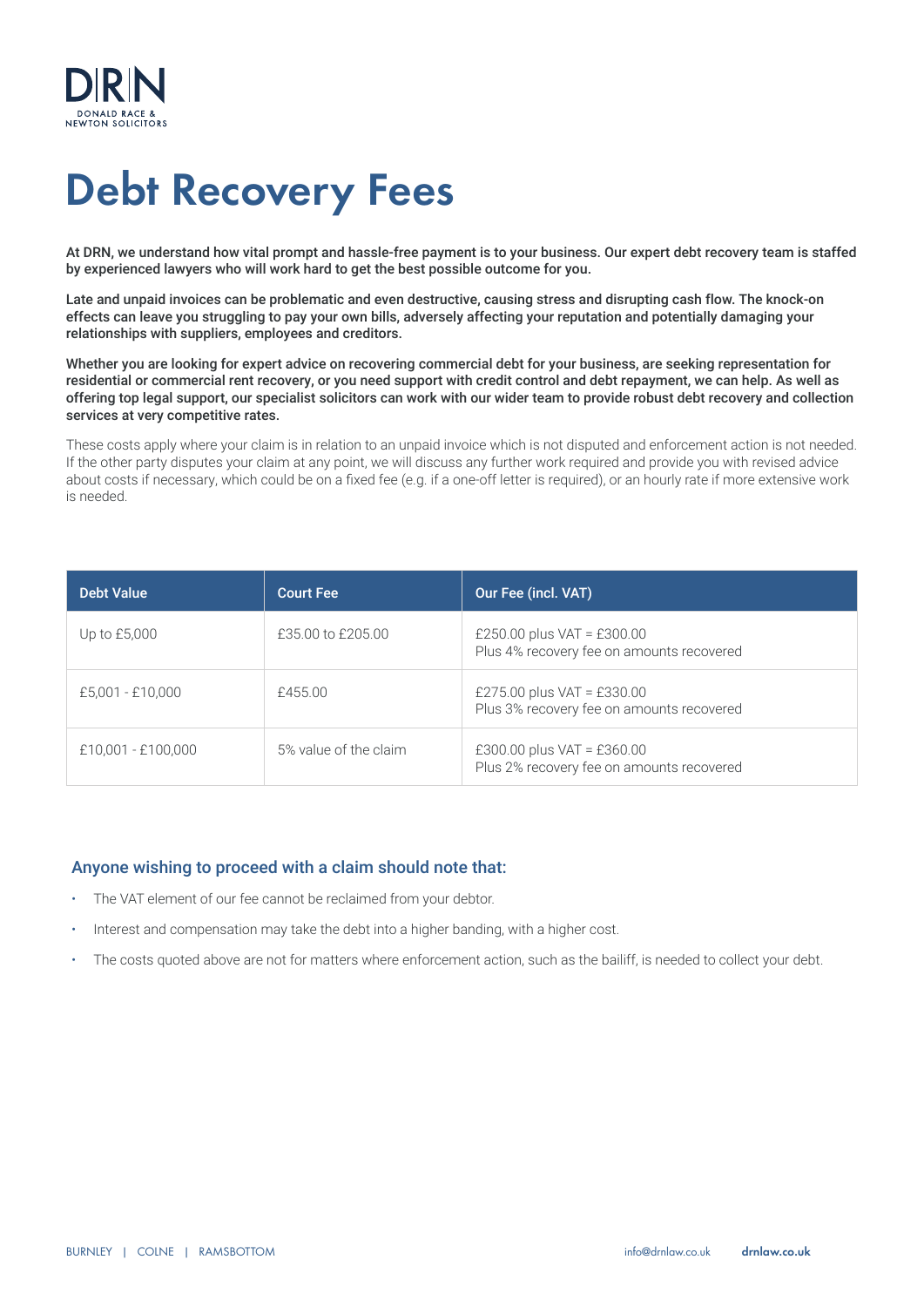DRN

DONALD RACE & NEWTON SOLICITORS

# Debt Recovery Fees

**At DRN, we understand how vital prompt and hassle-free payment is to your business. Our expert debt recovery team is staffed by experienced lawyers who will work hard to get the best possible outcome for you.**

**Late and unpaid invoices can be problematic and even destructive, causing stress and disrupting cash flow. The knock-on effects can leave you struggling to pay your own bills, adversely affecting your reputation and potentially damaging your relationships with suppliers, employees and creditors.**

**Whether you are looking for expert advice on recovering commercial debt for your business, are seeking representation for residential or commercial rent recovery, or you need support with credit control and debt repayment, we can help. As well as offering top legal support, our specialist solicitors can work with our wider team to provide robust debt recovery and collection services at very competitive rates.**

These costs apply where your claim is in relation to an unpaid invoice which is not disputed and enforcement action is not needed. If the other party disputes your claim at any point, we will discuss any further work required and provide you with revised advice about costs if necessary, which could be on a fixed fee (e.g. if a one-off letter is required), or an hourly rate if more extensive work is needed.

| Debt Value | Court Fee | Our Fee (incl. VAT) |
|---|---|---|
| Up to £5,000 | £35.00 to £205.00 | £250.00 plus VAT = £300.00<br>Plus 4% recovery fee on amounts recovered |
| £5,001 - £10,000 | £455.00 | £275.00 plus VAT = £330.00<br>Plus 3% recovery fee on amounts recovered |
| £10,001 - £100,000 | 5% value of the claim | £300.00 plus VAT = £360.00<br>Plus 2% recovery fee on amounts recovered |

## Anyone wishing to proceed with a claim should note that:

- The VAT element of our fee cannot be reclaimed from your debtor.
- Interest and compensation may take the debt into a higher banding, with a higher cost.
- The costs quoted above are not for matters where enforcement action, such as the bailiff, is needed to collect your debt.

BURNLEY | COLNE | RAMSBOTTOM

info@drnlaw.co.uk **drnlaw.co.uk**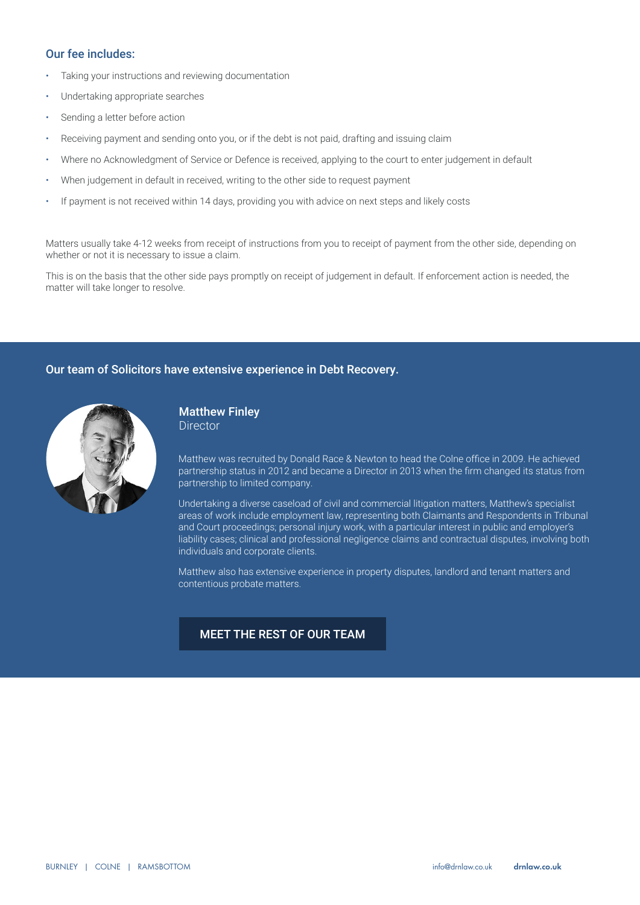### Our fee includes:

- Taking your instructions and reviewing documentation
- Undertaking appropriate searches
- Sending a letter before action
- Receiving payment and sending onto you, or if the debt is not paid, drafting and issuing claim
- Where no Acknowledgment of Service or Defence is received, applying to the court to enter judgement in default
- When judgement in default in received, writing to the other side to request payment
- If payment is not received within 14 days, providing you with advice on next steps and likely costs

Matters usually take 4-12 weeks from receipt of instructions from you to receipt of payment from the other side, depending on whether or not it is necessary to issue a claim.

This is on the basis that the other side pays promptly on receipt of judgement in default. If enforcement action is needed, the matter will take longer to resolve.

### Our team of Solicitors have extensive experience in Debt Recovery.

**Matthew Finley**
Director

Matthew was recruited by Donald Race & Newton to head the Colne office in 2009. He achieved partnership status in 2012 and became a Director in 2013 when the firm changed its status from partnership to limited company.

Undertaking a diverse caseload of civil and commercial litigation matters, Matthew's specialist areas of work include employment law, representing both Claimants and Respondents in Tribunal and Court proceedings; personal injury work, with a particular interest in public and employer's liability cases; clinical and professional negligence claims and contractual disputes, involving both individuals and corporate clients.

Matthew also has extensive experience in property disputes, landlord and tenant matters and contentious probate matters.

MEET THE REST OF OUR TEAM

BURNLEY | COLNE | RAMSBOTTOM

info@drnlaw.co.uk **drnlaw.co.uk**